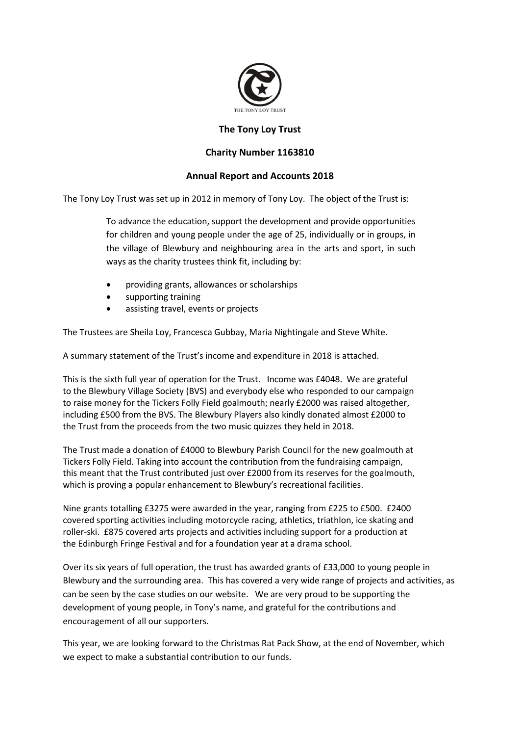THE TONY LOY TRUST

# The Tony Loy Trust

## Charity Number 1163810

## Annual Report and Accounts 2018

The Tony Loy Trust was set up in 2012 in memory of Tony Loy. The object of the Trust is:

> To advance the education, support the development and provide opportunities for children and young people under the age of 25, individually or in groups, in the village of Blewbury and neighbouring area in the arts and sport, in such ways as the charity trustees think fit, including by:
>
> - providing grants, allowances or scholarships
> - supporting training
> - assisting travel, events or projects

The Trustees are Sheila Loy, Francesca Gubbay, Maria Nightingale and Steve White.

A summary statement of the Trust's income and expenditure in 2018 is attached.

This is the sixth full year of operation for the Trust. Income was £4048. We are grateful to the Blewbury Village Society (BVS) and everybody else who responded to our campaign to raise money for the Tickers Folly Field goalmouth; nearly £2000 was raised altogether, including £500 from the BVS. The Blewbury Players also kindly donated almost £2000 to the Trust from the proceeds from the two music quizzes they held in 2018.

The Trust made a donation of £4000 to Blewbury Parish Council for the new goalmouth at Tickers Folly Field. Taking into account the contribution from the fundraising campaign, this meant that the Trust contributed just over £2000 from its reserves for the goalmouth, which is proving a popular enhancement to Blewbury's recreational facilities.

Nine grants totalling £3275 were awarded in the year, ranging from £225 to £500. £2400 covered sporting activities including motorcycle racing, athletics, triathlon, ice skating and roller-ski. £875 covered arts projects and activities including support for a production at the Edinburgh Fringe Festival and for a foundation year at a drama school.

Over its six years of full operation, the trust has awarded grants of £33,000 to young people in Blewbury and the surrounding area. This has covered a very wide range of projects and activities, as can be seen by the case studies on our website. We are very proud to be supporting the development of young people, in Tony's name, and grateful for the contributions and encouragement of all our supporters.

This year, we are looking forward to the Christmas Rat Pack Show, at the end of November, which we expect to make a substantial contribution to our funds.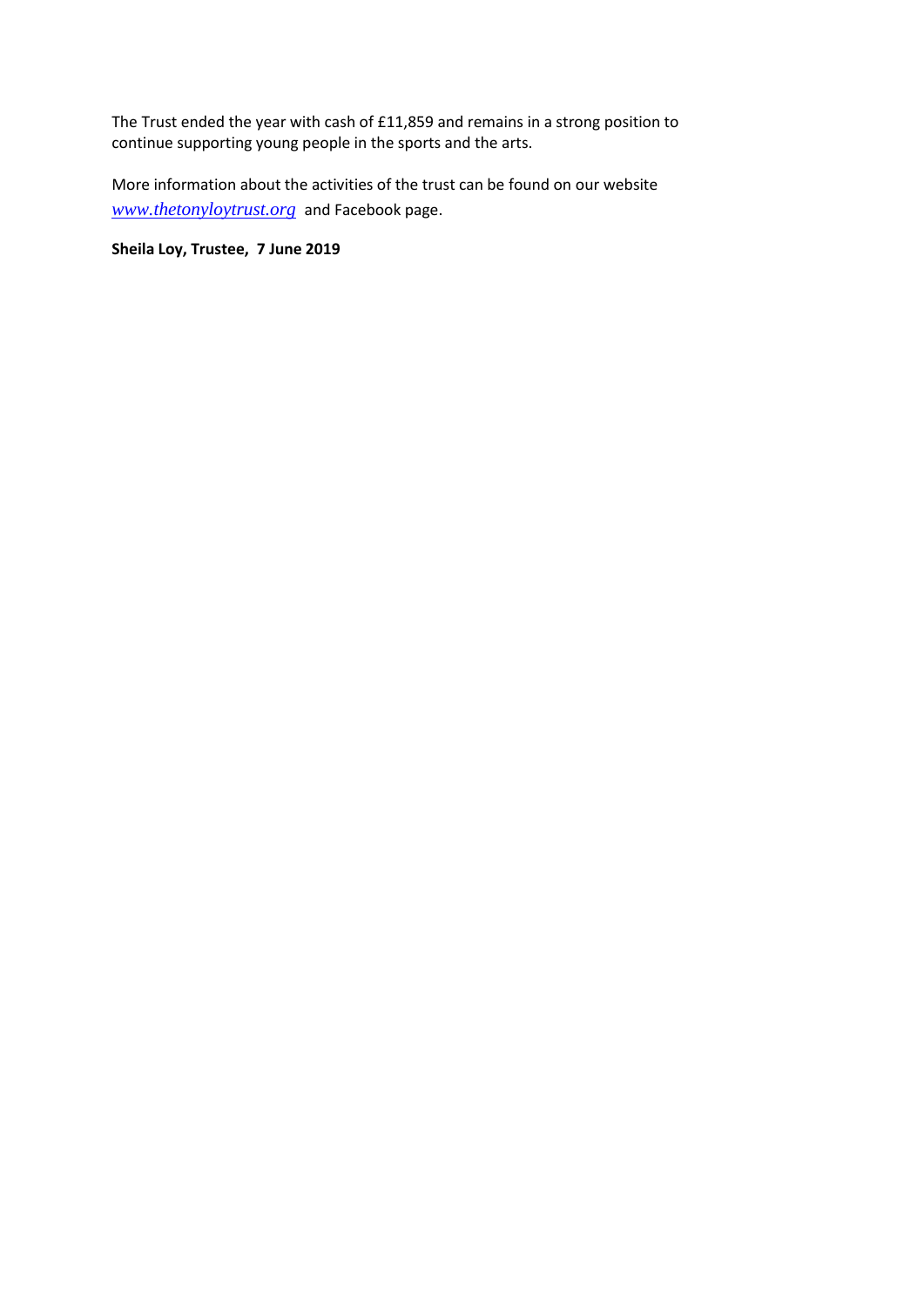The Trust ended the year with cash of £11,859 and remains in a strong position to continue supporting young people in the sports and the arts.

More information about the activities of the trust can be found on our website *www.thetonyloytrust.org* and Facebook page.

**Sheila Loy, Trustee, 7 June 2019**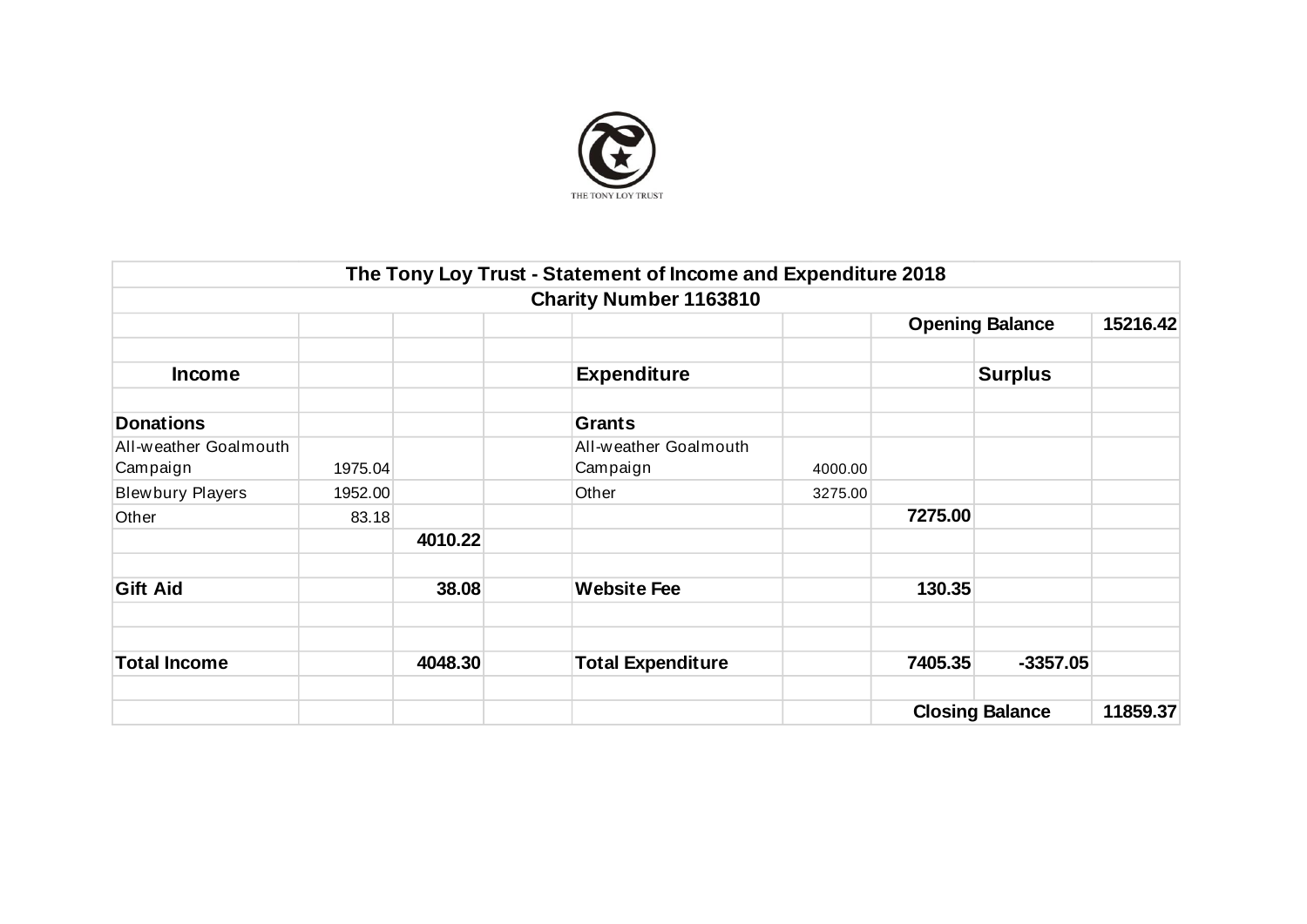THE TONY LOY TRUST

| | | | | | | | | |
|---|---|---|---|---|---|---|---|---|
| **The Tony Loy Trust - Statement of Income and Expenditure 2018** | | | | | | | | |
| **Charity Number 1163810** | | | | | | | | |
| | | | | | | **Opening Balance** | | **15216.42** |
| | | | | | | | | |
| **Income** | | | | **Expenditure** | | | **Surplus** | |
| | | | | | | | | |
| **Donations** | | | | **Grants** | | | | |
| All-weather Goalmouth Campaign | 1975.04 | | | All-weather Goalmouth Campaign | 4000.00 | | | |
| Blewbury Players | 1952.00 | | | Other | 3275.00 | | | |
| Other | 83.18 | | | | | **7275.00** | | |
| | | **4010.22** | | | | | | |
| | | | | | | | | |
| **Gift Aid** | | **38.08** | | **Website Fee** | | **130.35** | | |
| | | | | | | | | |
| | | | | | | | | |
| **Total Income** | | **4048.30** | | **Total Expenditure** | | **7405.35** | **-3357.05** | |
| | | | | | | | | |
| | | | | | | **Closing Balance** | | **11859.37** |